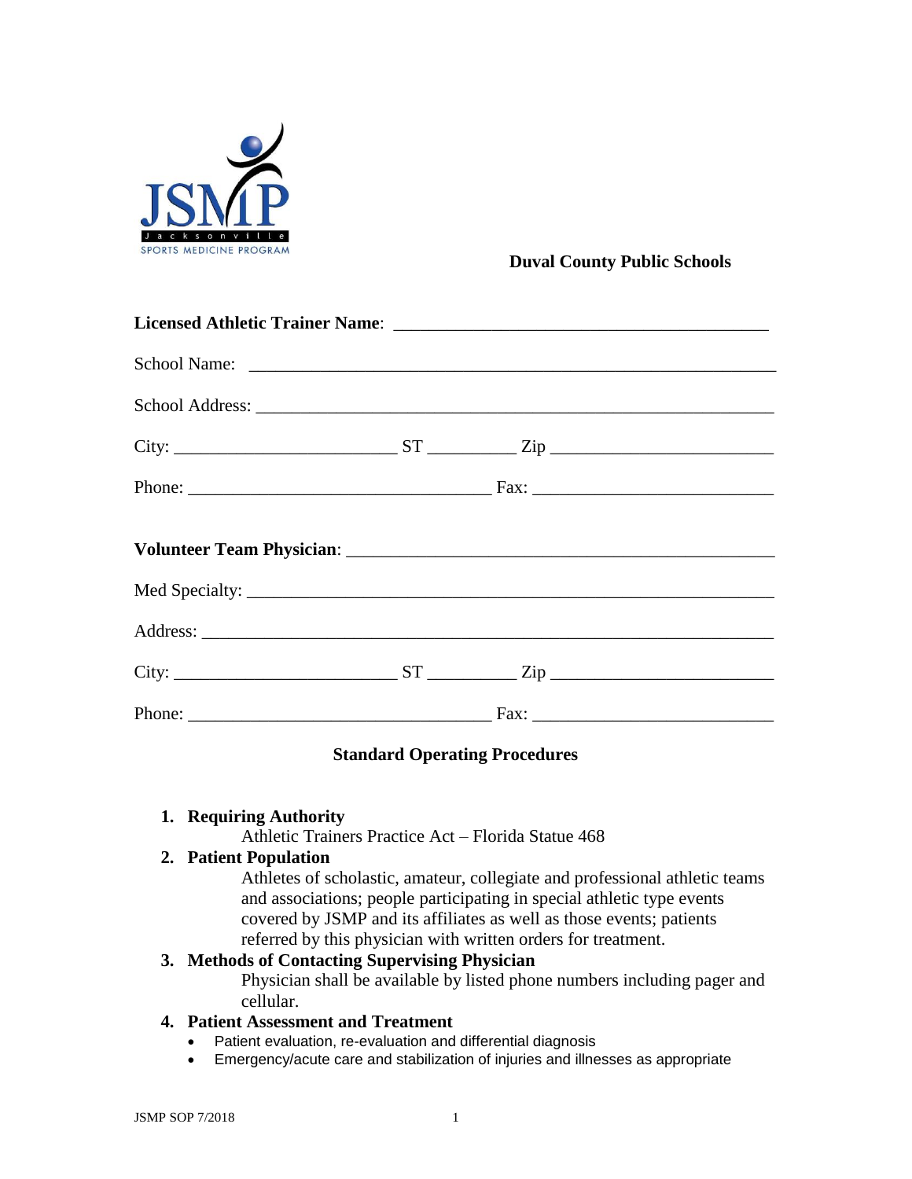JSMP Jacksonville SPORTS MEDICINE PROGRAM

**Duval County Public Schools**

**Licensed Athletic Trainer Name**: ________________________________________

School Name: ________________________________________________________

School Address: ______________________________________________________

City: _______________________ ST _________ Zip _______________________

Phone: ______________________________ Fax: ________________________

**Volunteer Team Physician**: ____________________________________________

Med Specialty: _______________________________________________________

Address: ____________________________________________________________

City: _______________________ ST _________ Zip _______________________

Phone: ______________________________ Fax: ________________________

## Standard Operating Procedures

1. **Requiring Authority**

   Athletic Trainers Practice Act – Florida Statue 468

2. **Patient Population**

   Athletes of scholastic, amateur, collegiate and professional athletic teams and associations; people participating in special athletic type events covered by JSMP and its affiliates as well as those events; patients referred by this physician with written orders for treatment.

3. **Methods of Contacting Supervising Physician**

   Physician shall be available by listed phone numbers including pager and cellular.

4. **Patient Assessment and Treatment**

   - Patient evaluation, re-evaluation and differential diagnosis
   - Emergency/acute care and stabilization of injuries and illnesses as appropriate

JSMP SOP 7/2018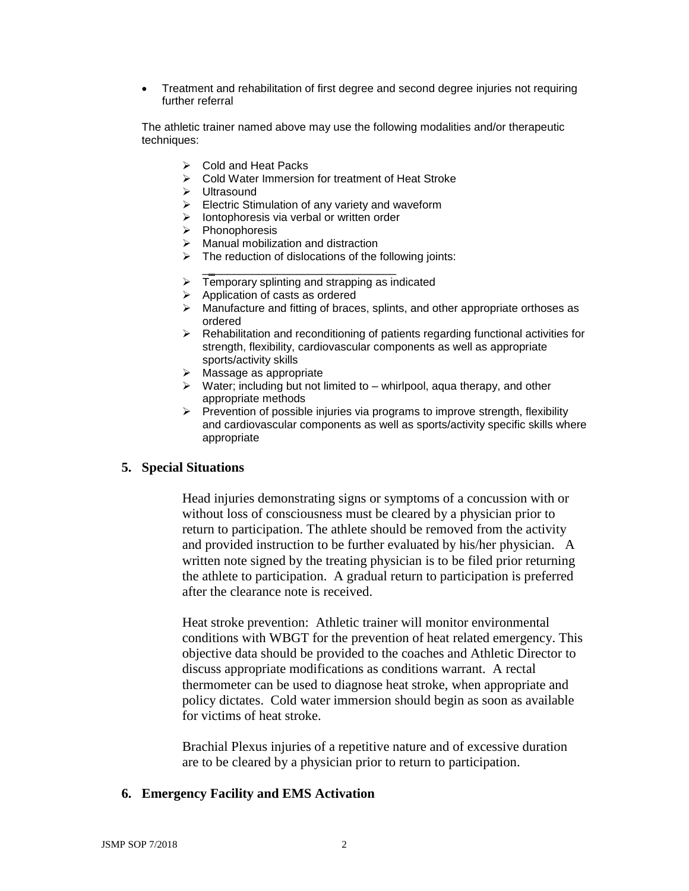- Treatment and rehabilitation of first degree and second degree injuries not requiring further referral

The athletic trainer named above may use the following modalities and/or therapeutic techniques:

- Cold and Heat Packs
- Cold Water Immersion for treatment of Heat Stroke
- Ultrasound
- Electric Stimulation of any variety and waveform
- Iontophoresis via verbal or written order
- Phonophoresis
- Manual mobilization and distraction
- The reduction of dislocations of the following joints: ______________________________
- Temporary splinting and strapping as indicated
- Application of casts as ordered
- Manufacture and fitting of braces, splints, and other appropriate orthoses as ordered
- Rehabilitation and reconditioning of patients regarding functional activities for strength, flexibility, cardiovascular components as well as appropriate sports/activity skills
- Massage as appropriate
- Water; including but not limited to – whirlpool, aqua therapy, and other appropriate methods
- Prevention of possible injuries via programs to improve strength, flexibility and cardiovascular components as well as sports/activity specific skills where appropriate

## 5. Special Situations

Head injuries demonstrating signs or symptoms of a concussion with or without loss of consciousness must be cleared by a physician prior to return to participation. The athlete should be removed from the activity and provided instruction to be further evaluated by his/her physician. A written note signed by the treating physician is to be filed prior returning the athlete to participation. A gradual return to participation is preferred after the clearance note is received.

Heat stroke prevention: Athletic trainer will monitor environmental conditions with WBGT for the prevention of heat related emergency. This objective data should be provided to the coaches and Athletic Director to discuss appropriate modifications as conditions warrant. A rectal thermometer can be used to diagnose heat stroke, when appropriate and policy dictates. Cold water immersion should begin as soon as available for victims of heat stroke.

Brachial Plexus injuries of a repetitive nature and of excessive duration are to be cleared by a physician prior to return to participation.

## 6. Emergency Facility and EMS Activation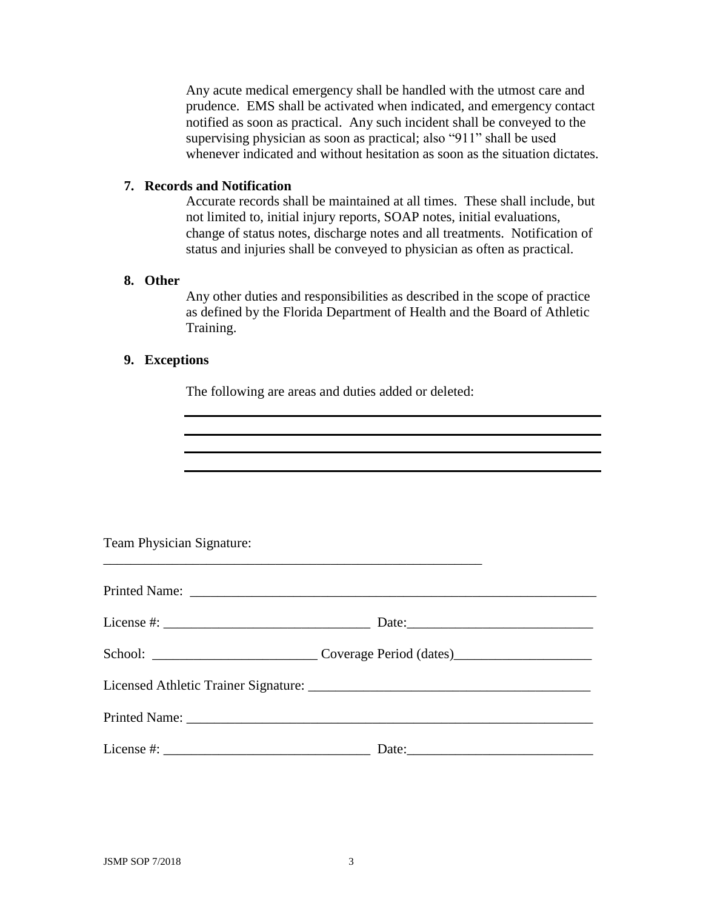Any acute medical emergency shall be handled with the utmost care and prudence. EMS shall be activated when indicated, and emergency contact notified as soon as practical. Any such incident shall be conveyed to the supervising physician as soon as practical; also "911" shall be used whenever indicated and without hesitation as soon as the situation dictates.

**7. Records and Notification**

Accurate records shall be maintained at all times. These shall include, but not limited to, initial injury reports, SOAP notes, initial evaluations, change of status notes, discharge notes and all treatments. Notification of status and injuries shall be conveyed to physician as often as practical.

**8. Other**

Any other duties and responsibilities as described in the scope of practice as defined by the Florida Department of Health and the Board of Athletic Training.

**9. Exceptions**

The following are areas and duties added or deleted:

\_\_\_\_\_\_\_\_\_\_\_\_\_\_\_\_\_\_\_\_\_\_\_\_\_\_\_\_\_\_\_\_\_\_\_\_\_\_\_\_\_\_\_\_\_\_\_\_\_\_\_\_

\_\_\_\_\_\_\_\_\_\_\_\_\_\_\_\_\_\_\_\_\_\_\_\_\_\_\_\_\_\_\_\_\_\_\_\_\_\_\_\_\_\_\_\_\_\_\_\_\_\_\_\_

\_\_\_\_\_\_\_\_\_\_\_\_\_\_\_\_\_\_\_\_\_\_\_\_\_\_\_\_\_\_\_\_\_\_\_\_\_\_\_\_\_\_\_\_\_\_\_\_\_\_\_\_

\_\_\_\_\_\_\_\_\_\_\_\_\_\_\_\_\_\_\_\_\_\_\_\_\_\_\_\_\_\_\_\_\_\_\_\_\_\_\_\_\_\_\_\_\_\_\_\_\_\_\_\_

Team Physician Signature: \_\_\_\_\_\_\_\_\_\_\_\_\_\_\_\_\_\_\_\_\_\_\_\_\_\_\_\_\_\_\_\_\_\_\_\_\_\_\_\_\_\_\_\_\_\_\_\_\_\_\_\_

Printed Name: \_\_\_\_\_\_\_\_\_\_\_\_\_\_\_\_\_\_\_\_\_\_\_\_\_\_\_\_\_\_\_\_\_\_\_\_\_\_\_\_\_\_\_\_\_\_\_\_\_\_\_\_\_\_\_\_\_\_

License #: \_\_\_\_\_\_\_\_\_\_\_\_\_\_\_\_\_\_\_\_\_\_\_\_\_\_\_\_\_\_ Date:\_\_\_\_\_\_\_\_\_\_\_\_\_\_\_\_\_\_\_\_\_\_\_\_\_\_

School: \_\_\_\_\_\_\_\_\_\_\_\_\_\_\_\_\_\_\_\_\_\_\_\_ Coverage Period (dates)\_\_\_\_\_\_\_\_\_\_\_\_\_\_\_\_\_\_\_\_

Licensed Athletic Trainer Signature: \_\_\_\_\_\_\_\_\_\_\_\_\_\_\_\_\_\_\_\_\_\_\_\_\_\_\_\_\_\_\_\_\_\_\_\_\_\_\_\_\_

Printed Name: \_\_\_\_\_\_\_\_\_\_\_\_\_\_\_\_\_\_\_\_\_\_\_\_\_\_\_\_\_\_\_\_\_\_\_\_\_\_\_\_\_\_\_\_\_\_\_\_\_\_\_\_\_\_\_\_\_\_

License #: \_\_\_\_\_\_\_\_\_\_\_\_\_\_\_\_\_\_\_\_\_\_\_\_\_\_\_\_\_\_ Date:\_\_\_\_\_\_\_\_\_\_\_\_\_\_\_\_\_\_\_\_\_\_\_\_\_\_

JSMP SOP 7/2018